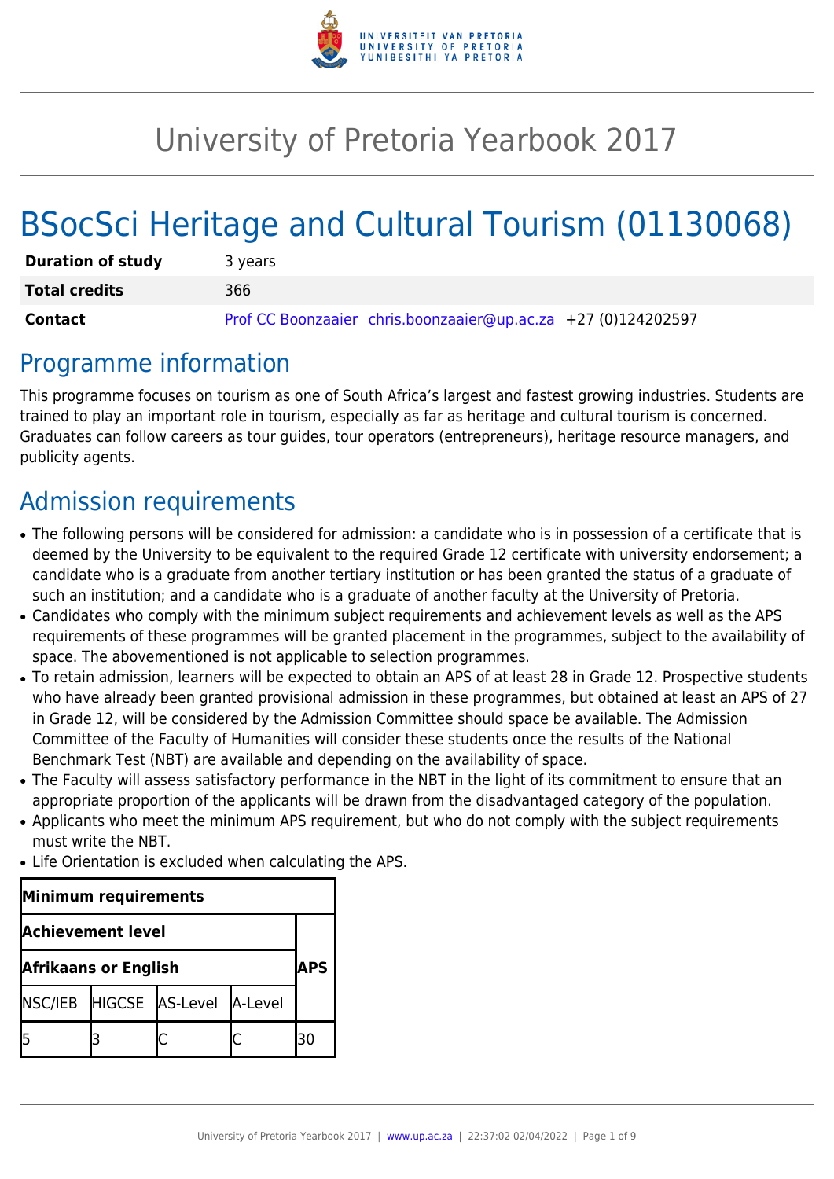# University of Pretoria Yearbook 2017

# BSocSci Heritage and Cultural Tourism (01130068)

| | |
|---|---|
| **Duration of study** | 3 years |
| **Total credits** | 366 |
| **Contact** | Prof CC Boonzaaier chris.boonzaaier@up.ac.za +27 (0)124202597 |

## Programme information

This programme focuses on tourism as one of South Africa's largest and fastest growing industries. Students are trained to play an important role in tourism, especially as far as heritage and cultural tourism is concerned. Graduates can follow careers as tour guides, tour operators (entrepreneurs), heritage resource managers, and publicity agents.

## Admission requirements

- The following persons will be considered for admission: a candidate who is in possession of a certificate that is deemed by the University to be equivalent to the required Grade 12 certificate with university endorsement; a candidate who is a graduate from another tertiary institution or has been granted the status of a graduate of such an institution; and a candidate who is a graduate of another faculty at the University of Pretoria.
- Candidates who comply with the minimum subject requirements and achievement levels as well as the APS requirements of these programmes will be granted placement in the programmes, subject to the availability of space. The abovementioned is not applicable to selection programmes.
- To retain admission, learners will be expected to obtain an APS of at least 28 in Grade 12. Prospective students who have already been granted provisional admission in these programmes, but obtained at least an APS of 27 in Grade 12, will be considered by the Admission Committee should space be available. The Admission Committee of the Faculty of Humanities will consider these students once the results of the National Benchmark Test (NBT) are available and depending on the availability of space.
- The Faculty will assess satisfactory performance in the NBT in the light of its commitment to ensure that an appropriate proportion of the applicants will be drawn from the disadvantaged category of the population.
- Applicants who meet the minimum APS requirement, but who do not comply with the subject requirements must write the NBT.
- Life Orientation is excluded when calculating the APS.

| **Minimum requirements** | | | | |
|---|---|---|---|---|
| **Achievement level** | | | | **APS** |
| **Afrikaans or English** | | | | |
| NSC/IEB | HIGCSE | AS-Level | A-Level | |
| 5 | 3 | C | C | 30 |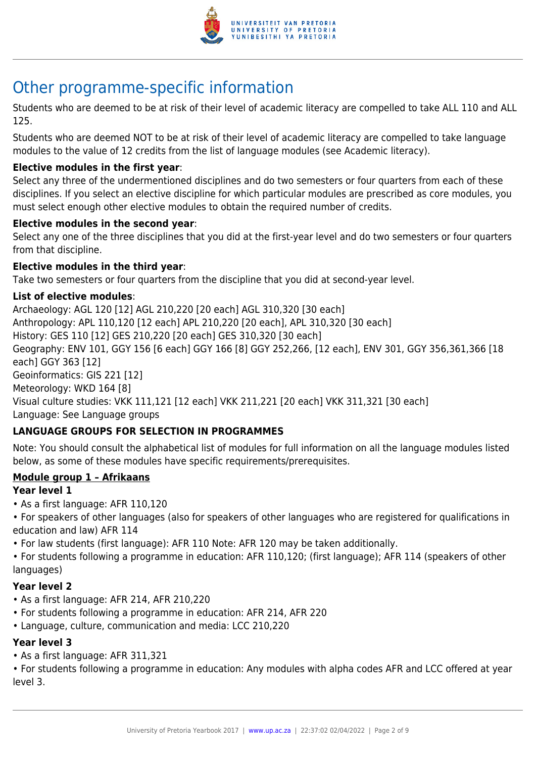# Other programme-specific information

Students who are deemed to be at risk of their level of academic literacy are compelled to take ALL 110 and ALL 125.

Students who are deemed NOT to be at risk of their level of academic literacy are compelled to take language modules to the value of 12 credits from the list of language modules (see Academic literacy).

**Elective modules in the first year**:
Select any three of the undermentioned disciplines and do two semesters or four quarters from each of these disciplines. If you select an elective discipline for which particular modules are prescribed as core modules, you must select enough other elective modules to obtain the required number of credits.

**Elective modules in the second year**:
Select any one of the three disciplines that you did at the first-year level and do two semesters or four quarters from that discipline.

**Elective modules in the third year**:
Take two semesters or four quarters from the discipline that you did at second-year level.

**List of elective modules**:
Archaeology: AGL 120 [12] AGL 210,220 [20 each] AGL 310,320 [30 each]
Anthropology: APL 110,120 [12 each] APL 210,220 [20 each], APL 310,320 [30 each]
History: GES 110 [12] GES 210,220 [20 each] GES 310,320 [30 each]
Geography: ENV 101, GGY 156 [6 each] GGY 166 [8] GGY 252,266, [12 each], ENV 301, GGY 356,361,366 [18 each] GGY 363 [12]
Geoinformatics: GIS 221 [12]
Meteorology: WKD 164 [8]
Visual culture studies: VKK 111,121 [12 each] VKK 211,221 [20 each] VKK 311,321 [30 each]
Language: See Language groups

**LANGUAGE GROUPS FOR SELECTION IN PROGRAMMES**

Note: You should consult the alphabetical list of modules for full information on all the language modules listed below, as some of these modules have specific requirements/prerequisites.

**Module group 1 – Afrikaans**

**Year level 1**

- As a first language: AFR 110,120
- For speakers of other languages (also for speakers of other languages who are registered for qualifications in education and law) AFR 114
- For law students (first language): AFR 110 Note: AFR 120 may be taken additionally.
- For students following a programme in education: AFR 110,120; (first language); AFR 114 (speakers of other languages)

**Year level 2**

- As a first language: AFR 214, AFR 210,220
- For students following a programme in education: AFR 214, AFR 220
- Language, culture, communication and media: LCC 210,220

**Year level 3**

- As a first language: AFR 311,321
- For students following a programme in education: Any modules with alpha codes AFR and LCC offered at year level 3.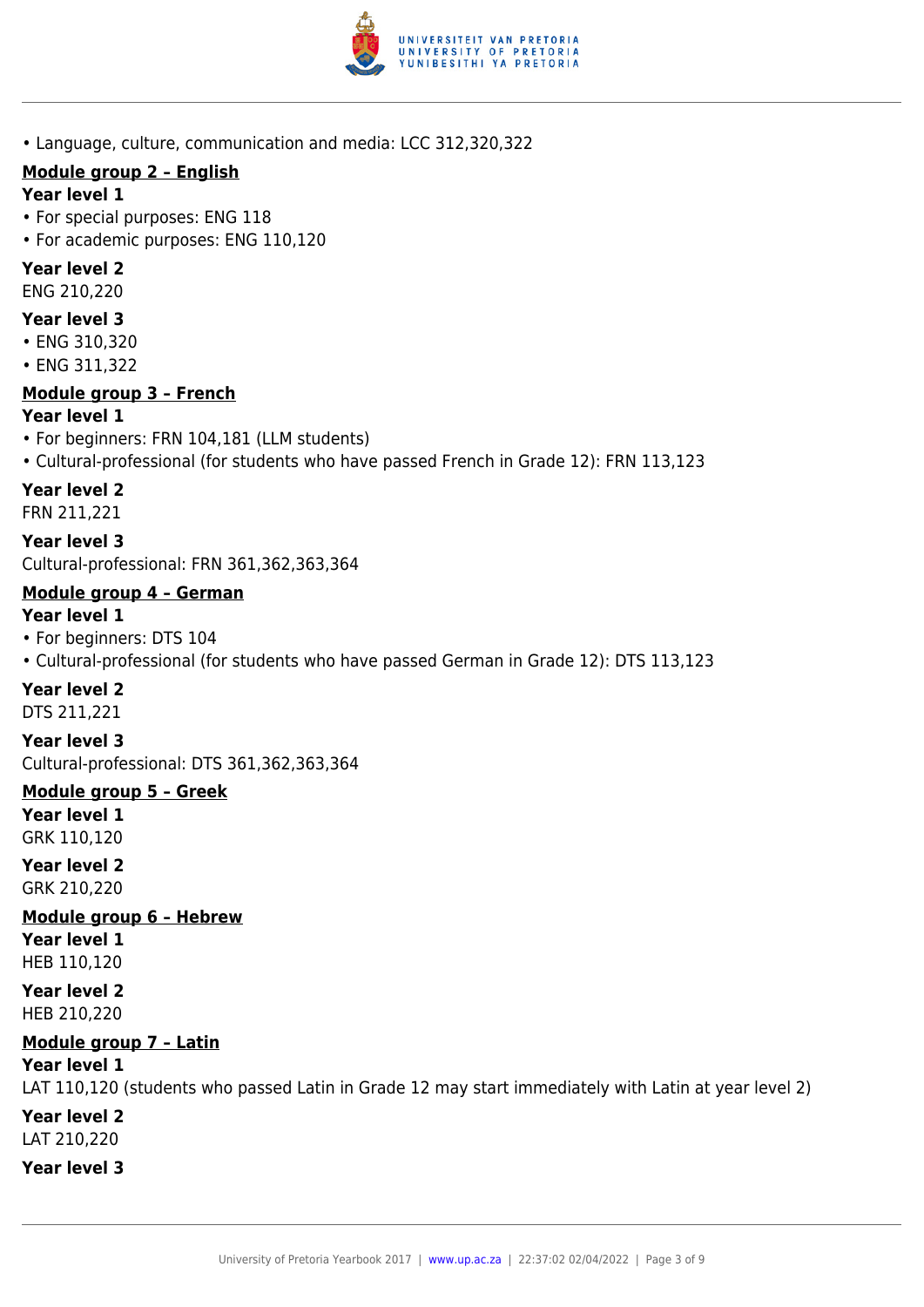- Language, culture, communication and media: LCC 312,320,322

**Module group 2 – English**

**Year level 1**

- For special purposes: ENG 118
- For academic purposes: ENG 110,120

**Year level 2**

ENG 210,220

**Year level 3**

- ENG 310,320
- ENG 311,322

**Module group 3 – French**

**Year level 1**

- For beginners: FRN 104,181 (LLM students)
- Cultural-professional (for students who have passed French in Grade 12): FRN 113,123

**Year level 2**

FRN 211,221

**Year level 3**

Cultural-professional: FRN 361,362,363,364

**Module group 4 – German**

**Year level 1**

- For beginners: DTS 104
- Cultural-professional (for students who have passed German in Grade 12): DTS 113,123

**Year level 2**

DTS 211,221

**Year level 3**

Cultural-professional: DTS 361,362,363,364

**Module group 5 – Greek**

**Year level 1**

GRK 110,120

**Year level 2**

GRK 210,220

**Module group 6 – Hebrew**

**Year level 1**

HEB 110,120

**Year level 2**

HEB 210,220

**Module group 7 – Latin**

**Year level 1**

LAT 110,120 (students who passed Latin in Grade 12 may start immediately with Latin at year level 2)

**Year level 2**

LAT 210,220

**Year level 3**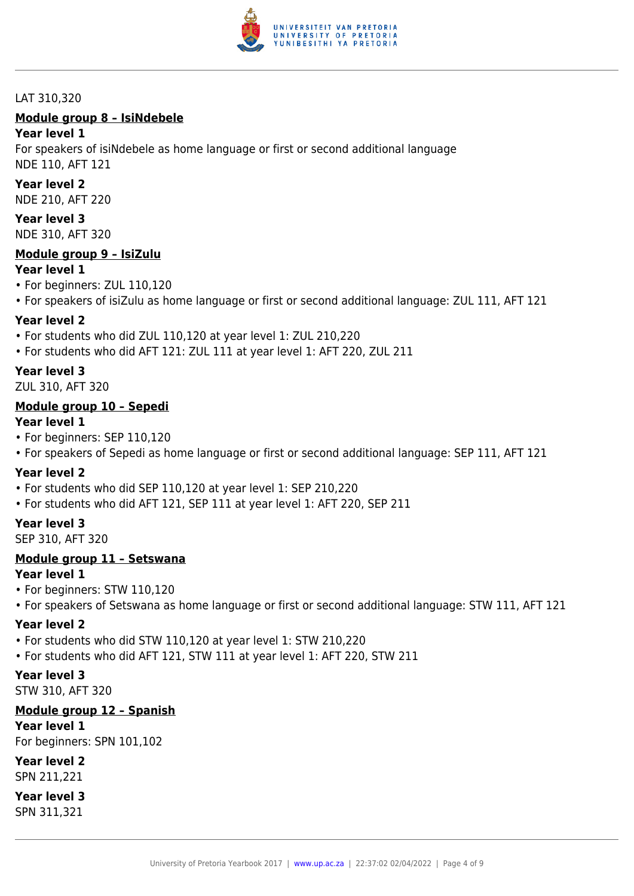LAT 310,320

## Module group 8 – IsiNdebele

### Year level 1

For speakers of isiNdebele as home language or first or second additional language
NDE 110, AFT 121

### Year level 2

NDE 210, AFT 220

### Year level 3

NDE 310, AFT 320

## Module group 9 – IsiZulu

### Year level 1

- For beginners: ZUL 110,120
- For speakers of isiZulu as home language or first or second additional language: ZUL 111, AFT 121

### Year level 2

- For students who did ZUL 110,120 at year level 1: ZUL 210,220
- For students who did AFT 121: ZUL 111 at year level 1: AFT 220, ZUL 211

### Year level 3

ZUL 310, AFT 320

## Module group 10 – Sepedi

### Year level 1

- For beginners: SEP 110,120
- For speakers of Sepedi as home language or first or second additional language: SEP 111, AFT 121

### Year level 2

- For students who did SEP 110,120 at year level 1: SEP 210,220
- For students who did AFT 121, SEP 111 at year level 1: AFT 220, SEP 211

### Year level 3

SEP 310, AFT 320

## Module group 11 – Setswana

### Year level 1

- For beginners: STW 110,120
- For speakers of Setswana as home language or first or second additional language: STW 111, AFT 121

### Year level 2

- For students who did STW 110,120 at year level 1: STW 210,220
- For students who did AFT 121, STW 111 at year level 1: AFT 220, STW 211

### Year level 3

STW 310, AFT 320

## Module group 12 – Spanish

### Year level 1

For beginners: SPN 101,102

### Year level 2

SPN 211,221

### Year level 3

SPN 311,321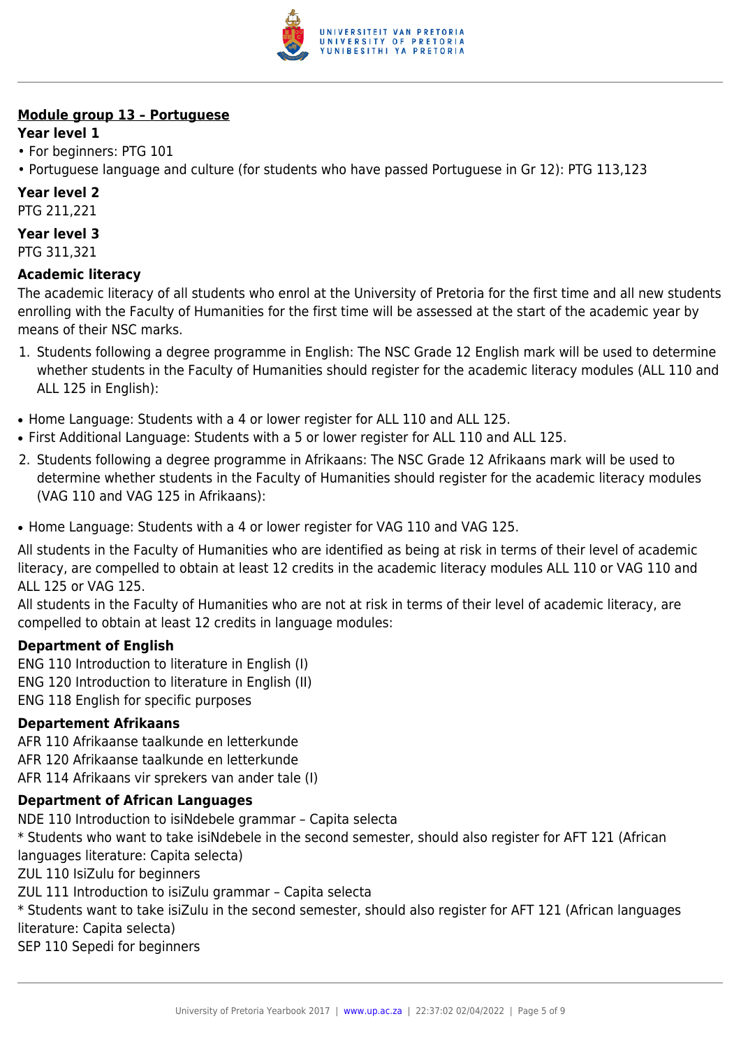**Module group 13 – Portuguese**

**Year level 1**

- For beginners: PTG 101
- Portuguese language and culture (for students who have passed Portuguese in Gr 12): PTG 113,123

**Year level 2**

PTG 211,221

**Year level 3**

PTG 311,321

**Academic literacy**

The academic literacy of all students who enrol at the University of Pretoria for the first time and all new students enrolling with the Faculty of Humanities for the first time will be assessed at the start of the academic year by means of their NSC marks.

1. Students following a degree programme in English: The NSC Grade 12 English mark will be used to determine whether students in the Faculty of Humanities should register for the academic literacy modules (ALL 110 and ALL 125 in English):

- Home Language: Students with a 4 or lower register for ALL 110 and ALL 125.
- First Additional Language: Students with a 5 or lower register for ALL 110 and ALL 125.

2. Students following a degree programme in Afrikaans: The NSC Grade 12 Afrikaans mark will be used to determine whether students in the Faculty of Humanities should register for the academic literacy modules (VAG 110 and VAG 125 in Afrikaans):

- Home Language: Students with a 4 or lower register for VAG 110 and VAG 125.

All students in the Faculty of Humanities who are identified as being at risk in terms of their level of academic literacy, are compelled to obtain at least 12 credits in the academic literacy modules ALL 110 or VAG 110 and ALL 125 or VAG 125.

All students in the Faculty of Humanities who are not at risk in terms of their level of academic literacy, are compelled to obtain at least 12 credits in language modules:

**Department of English**

ENG 110 Introduction to literature in English (I)
ENG 120 Introduction to literature in English (II)
ENG 118 English for specific purposes

**Departement Afrikaans**

AFR 110 Afrikaanse taalkunde en letterkunde
AFR 120 Afrikaanse taalkunde en letterkunde
AFR 114 Afrikaans vir sprekers van ander tale (I)

**Department of African Languages**

NDE 110 Introduction to isiNdebele grammar – Capita selecta
* Students who want to take isiNdebele in the second semester, should also register for AFT 121 (African languages literature: Capita selecta)
ZUL 110 IsiZulu for beginners
ZUL 111 Introduction to isiZulu grammar – Capita selecta
* Students want to take isiZulu in the second semester, should also register for AFT 121 (African languages literature: Capita selecta)
SEP 110 Sepedi for beginners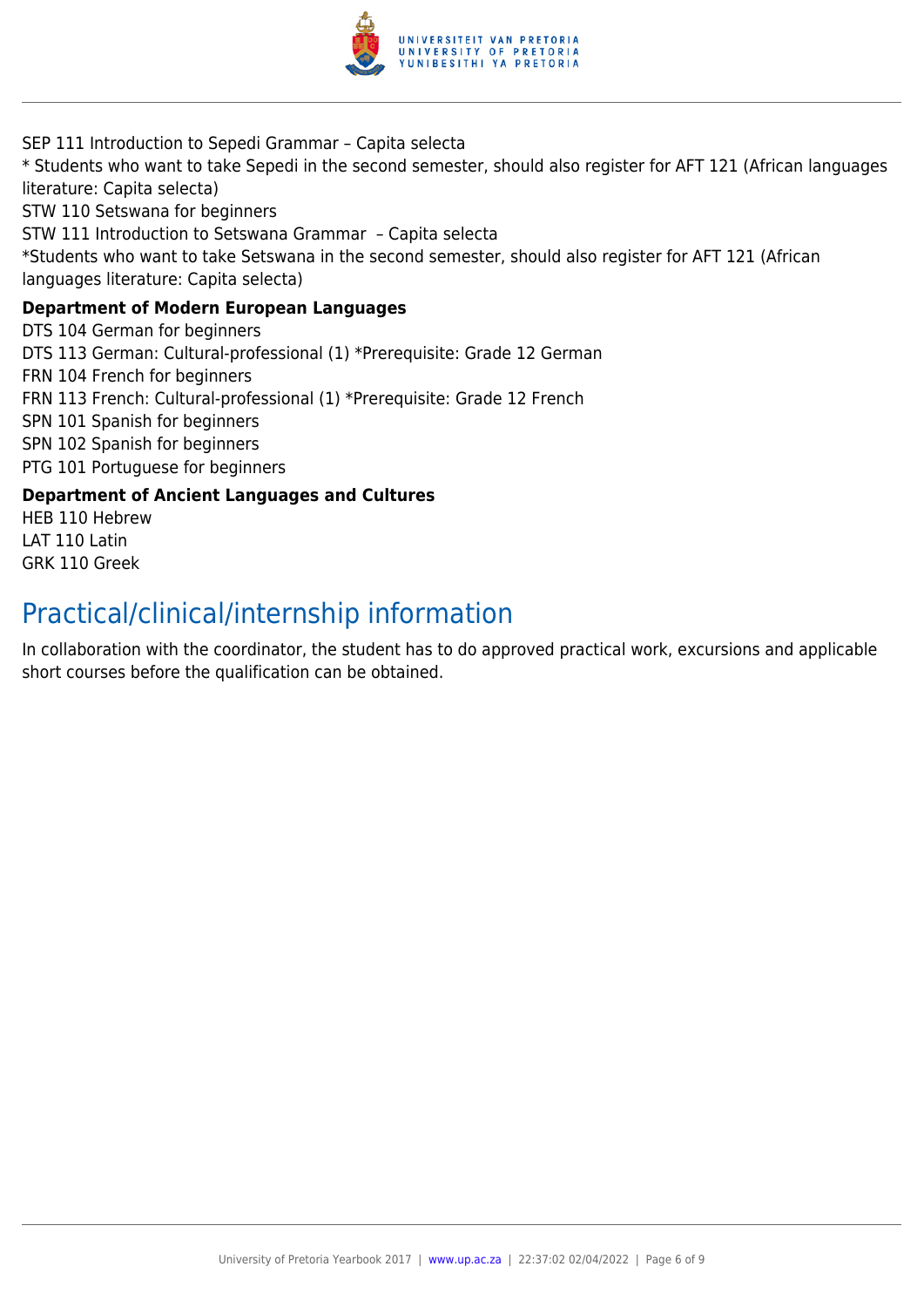SEP 111 Introduction to Sepedi Grammar – Capita selecta

* Students who want to take Sepedi in the second semester, should also register for AFT 121 (African languages literature: Capita selecta)

STW 110 Setswana for beginners

STW 111 Introduction to Setswana Grammar – Capita selecta

*Students who want to take Setswana in the second semester, should also register for AFT 121 (African languages literature: Capita selecta)

**Department of Modern European Languages**

DTS 104 German for beginners

DTS 113 German: Cultural-professional (1) *Prerequisite: Grade 12 German

FRN 104 French for beginners

FRN 113 French: Cultural-professional (1) *Prerequisite: Grade 12 French

SPN 101 Spanish for beginners

SPN 102 Spanish for beginners

PTG 101 Portuguese for beginners

**Department of Ancient Languages and Cultures**

HEB 110 Hebrew

LAT 110 Latin

GRK 110 Greek

## Practical/clinical/internship information

In collaboration with the coordinator, the student has to do approved practical work, excursions and applicable short courses before the qualification can be obtained.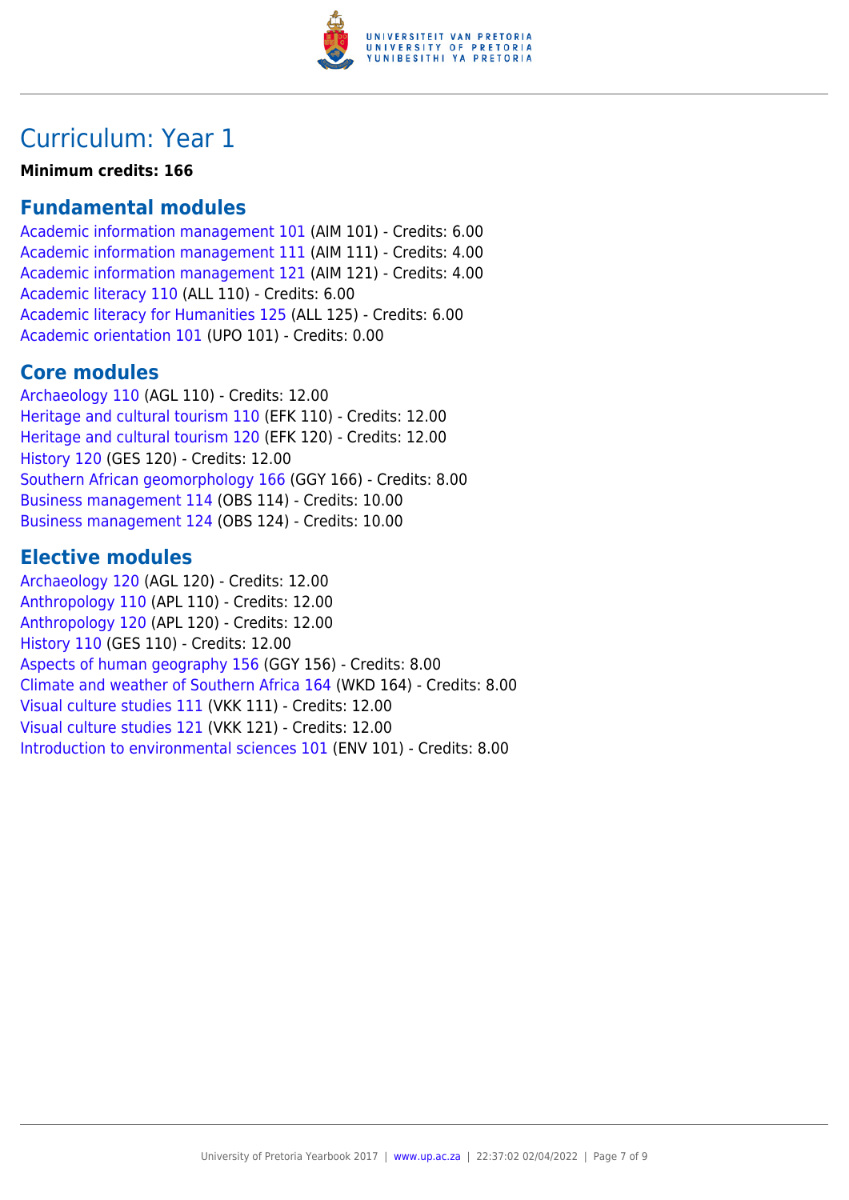# Curriculum: Year 1

**Minimum credits: 166**

## Fundamental modules

Academic information management 101 (AIM 101) - Credits: 6.00
Academic information management 111 (AIM 111) - Credits: 4.00
Academic information management 121 (AIM 121) - Credits: 4.00
Academic literacy 110 (ALL 110) - Credits: 6.00
Academic literacy for Humanities 125 (ALL 125) - Credits: 6.00
Academic orientation 101 (UPO 101) - Credits: 0.00

## Core modules

Archaeology 110 (AGL 110) - Credits: 12.00
Heritage and cultural tourism 110 (EFK 110) - Credits: 12.00
Heritage and cultural tourism 120 (EFK 120) - Credits: 12.00
History 120 (GES 120) - Credits: 12.00
Southern African geomorphology 166 (GGY 166) - Credits: 8.00
Business management 114 (OBS 114) - Credits: 10.00
Business management 124 (OBS 124) - Credits: 10.00

## Elective modules

Archaeology 120 (AGL 120) - Credits: 12.00
Anthropology 110 (APL 110) - Credits: 12.00
Anthropology 120 (APL 120) - Credits: 12.00
History 110 (GES 110) - Credits: 12.00
Aspects of human geography 156 (GGY 156) - Credits: 8.00
Climate and weather of Southern Africa 164 (WKD 164) - Credits: 8.00
Visual culture studies 111 (VKK 111) - Credits: 12.00
Visual culture studies 121 (VKK 121) - Credits: 12.00
Introduction to environmental sciences 101 (ENV 101) - Credits: 8.00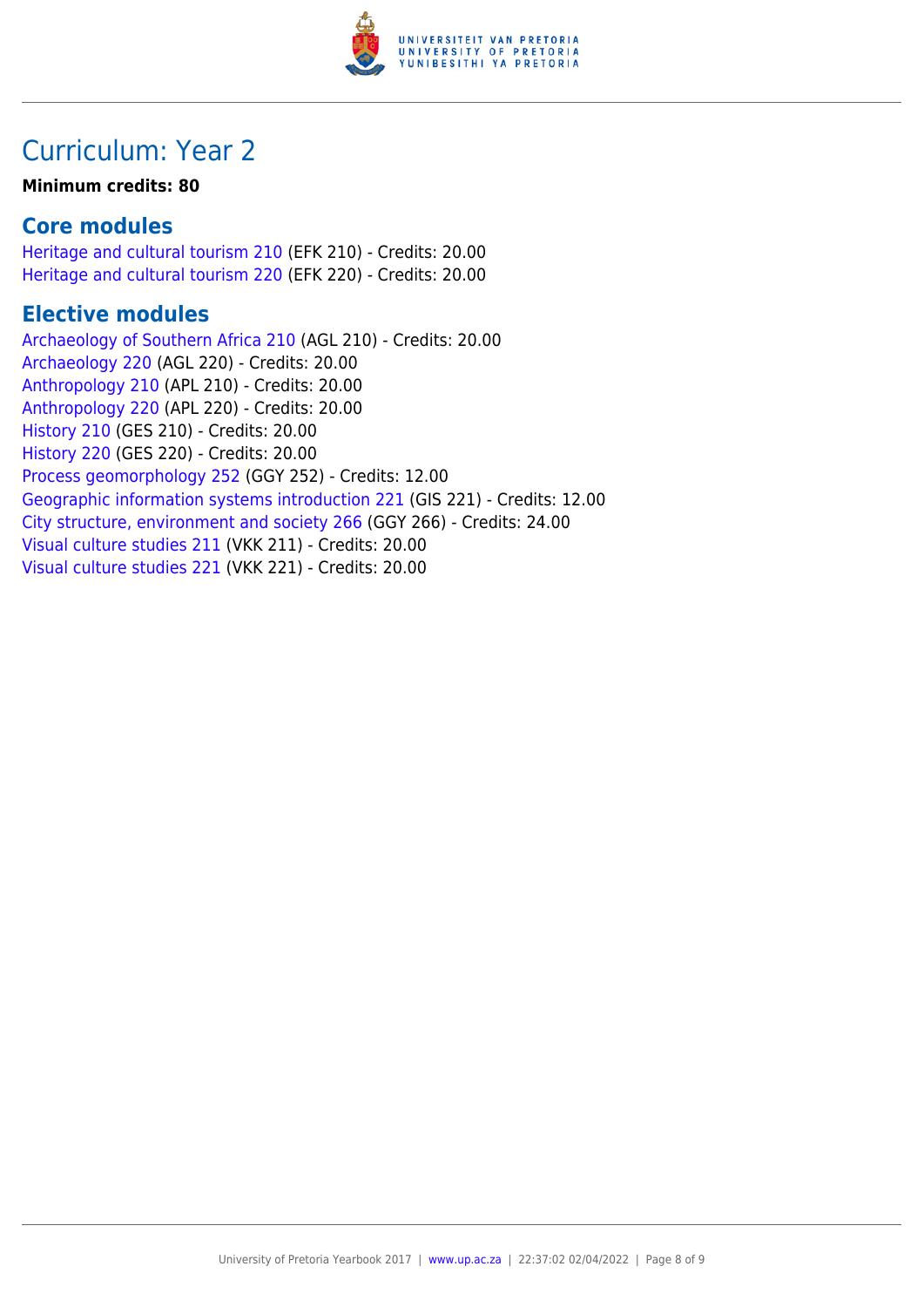# Curriculum: Year 2

**Minimum credits: 80**

## Core modules

Heritage and cultural tourism 210 (EFK 210) - Credits: 20.00
Heritage and cultural tourism 220 (EFK 220) - Credits: 20.00

## Elective modules

Archaeology of Southern Africa 210 (AGL 210) - Credits: 20.00
Archaeology 220 (AGL 220) - Credits: 20.00
Anthropology 210 (APL 210) - Credits: 20.00
Anthropology 220 (APL 220) - Credits: 20.00
History 210 (GES 210) - Credits: 20.00
History 220 (GES 220) - Credits: 20.00
Process geomorphology 252 (GGY 252) - Credits: 12.00
Geographic information systems introduction 221 (GIS 221) - Credits: 12.00
City structure, environment and society 266 (GGY 266) - Credits: 24.00
Visual culture studies 211 (VKK 211) - Credits: 20.00
Visual culture studies 221 (VKK 221) - Credits: 20.00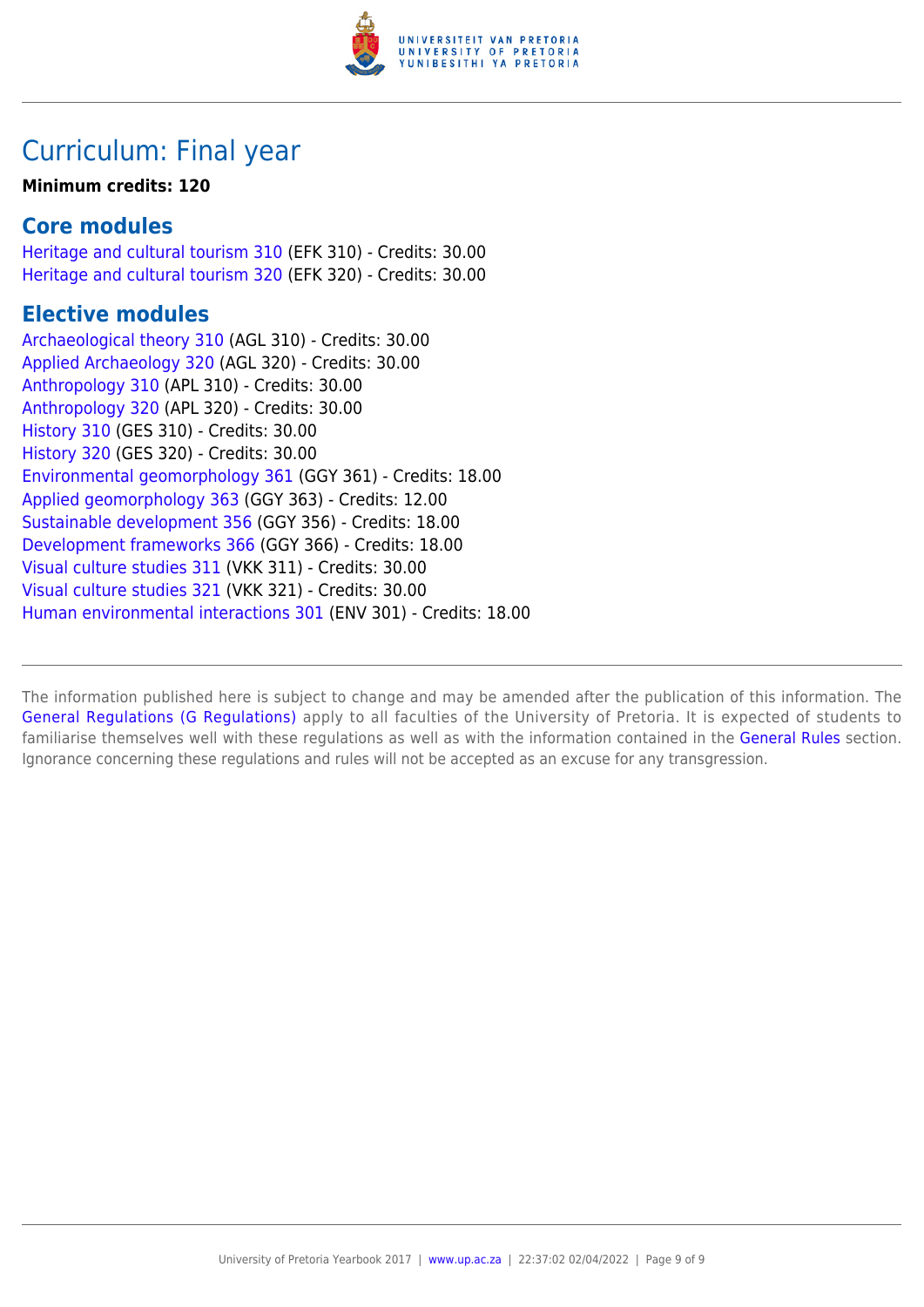# Curriculum: Final year

**Minimum credits: 120**

## Core modules

Heritage and cultural tourism 310 (EFK 310) - Credits: 30.00
Heritage and cultural tourism 320 (EFK 320) - Credits: 30.00

## Elective modules

Archaeological theory 310 (AGL 310) - Credits: 30.00
Applied Archaeology 320 (AGL 320) - Credits: 30.00
Anthropology 310 (APL 310) - Credits: 30.00
Anthropology 320 (APL 320) - Credits: 30.00
History 310 (GES 310) - Credits: 30.00
History 320 (GES 320) - Credits: 30.00
Environmental geomorphology 361 (GGY 361) - Credits: 18.00
Applied geomorphology 363 (GGY 363) - Credits: 12.00
Sustainable development 356 (GGY 356) - Credits: 18.00
Development frameworks 366 (GGY 366) - Credits: 18.00
Visual culture studies 311 (VKK 311) - Credits: 30.00
Visual culture studies 321 (VKK 321) - Credits: 30.00
Human environmental interactions 301 (ENV 301) - Credits: 18.00

---

The information published here is subject to change and may be amended after the publication of this information. The General Regulations (G Regulations) apply to all faculties of the University of Pretoria. It is expected of students to familiarise themselves well with these regulations as well as with the information contained in the General Rules section. Ignorance concerning these regulations and rules will not be accepted as an excuse for any transgression.